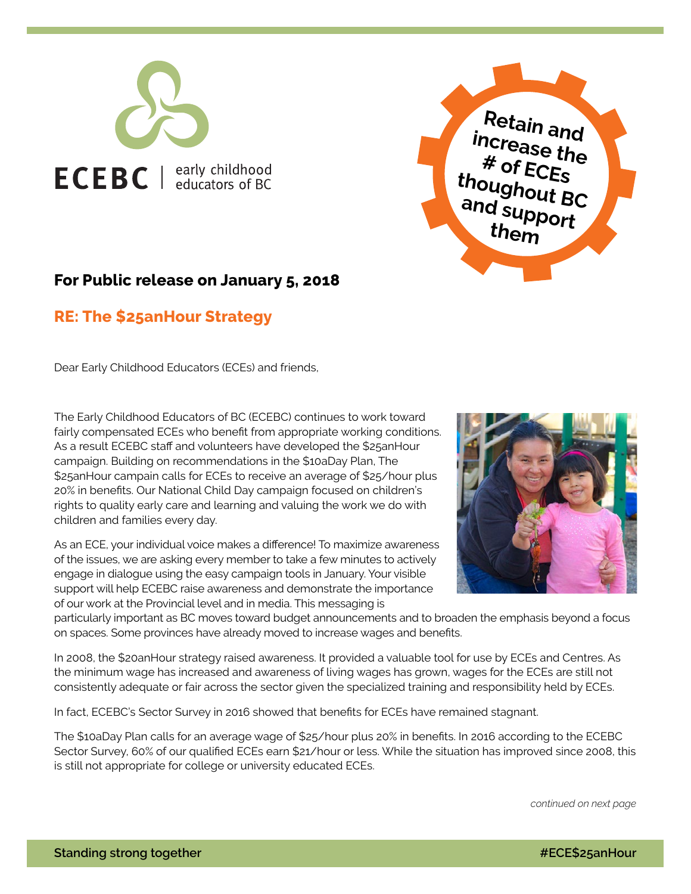ECEBC | early childhood educators of BC

Retain and increase the # of ECEs thoughout BC and support them

**For Public release on January 5, 2018**

## RE: The $25anHour Strategy

Dear Early Childhood Educators (ECEs) and friends,

The Early Childhood Educators of BC (ECEBC) continues to work toward fairly compensated ECEs who benefit from appropriate working conditions. As a result ECEBC staff and volunteers have developed the $25anHour campaign. Building on recommendations in the $10aDay Plan, The $25anHour campain calls for ECEs to receive an average of $25/hour plus 20% in benefits. Our National Child Day campaign focused on children's rights to quality early care and learning and valuing the work we do with children and families every day.

As an ECE, your individual voice makes a difference! To maximize awareness of the issues, we are asking every member to take a few minutes to actively engage in dialogue using the easy campaign tools in January. Your visible support will help ECEBC raise awareness and demonstrate the importance of our work at the Provincial level and in media. This messaging is particularly important as BC moves toward budget announcements and to broaden the emphasis beyond a focus on spaces. Some provinces have already moved to increase wages and benefits.

In 2008, the $20anHour strategy raised awareness. It provided a valuable tool for use by ECEs and Centres. As the minimum wage has increased and awareness of living wages has grown, wages for the ECEs are still not consistently adequate or fair across the sector given the specialized training and responsibility held by ECEs.

In fact, ECEBC's Sector Survey in 2016 showed that benefits for ECEs have remained stagnant.

The $10aDay Plan calls for an average wage of $25/hour plus 20% in benefits. In 2016 according to the ECEBC Sector Survey, 60% of our qualified ECEs earn $21/hour or less. While the situation has improved since 2008, this is still not appropriate for college or university educated ECEs.

*continued on next page*

**Standing strong together** **#ECE$25anHour**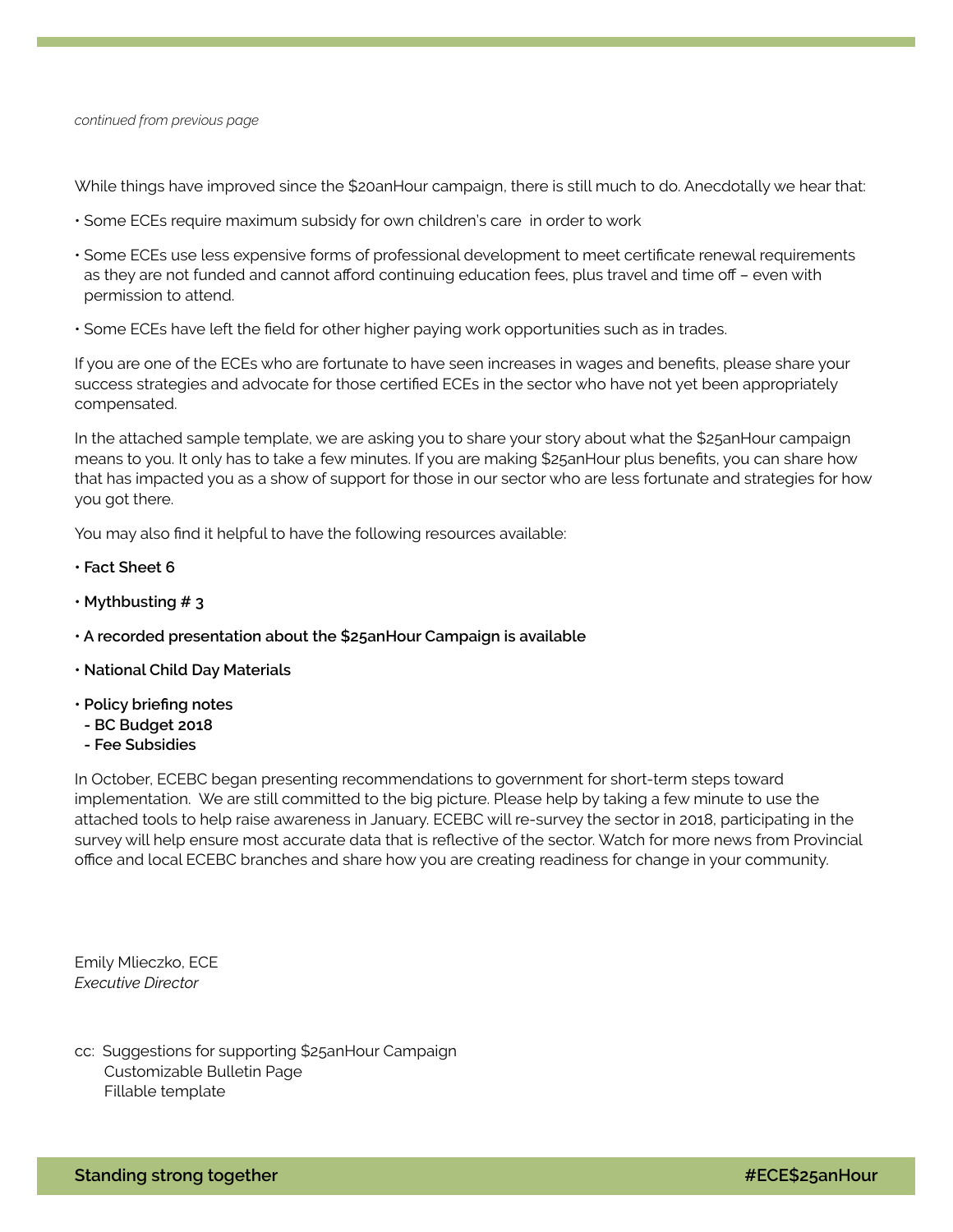*continued from previous page*

While things have improved since the $20anHour campaign, there is still much to do. Anecdotally we hear that:

- Some ECEs require maximum subsidy for own children's care  in order to work
- Some ECEs use less expensive forms of professional development to meet certificate renewal requirements as they are not funded and cannot afford continuing education fees, plus travel and time off – even with permission to attend.
- Some ECEs have left the field for other higher paying work opportunities such as in trades.

If you are one of the ECEs who are fortunate to have seen increases in wages and benefits, please share your success strategies and advocate for those certified ECEs in the sector who have not yet been appropriately compensated.

In the attached sample template, we are asking you to share your story about what the $25anHour campaign means to you. It only has to take a few minutes. If you are making $25anHour plus benefits, you can share how that has impacted you as a show of support for those in our sector who are less fortunate and strategies for how you got there.

You may also find it helpful to have the following resources available:

- **Fact Sheet 6**
- **Mythbusting # 3**
- **A recorded presentation about the $25anHour Campaign is available**
- **National Child Day Materials**
- **Policy briefing notes**
  - **BC Budget 2018**
  - **Fee Subsidies**

In October, ECEBC began presenting recommendations to government for short-term steps toward implementation.  We are still committed to the big picture. Please help by taking a few minute to use the attached tools to help raise awareness in January. ECEBC will re-survey the sector in 2018, participating in the survey will help ensure most accurate data that is reflective of the sector. Watch for more news from Provincial office and local ECEBC branches and share how you are creating readiness for change in your community.

Emily Mlieczko, ECE
*Executive Director*

cc:  Suggestions for supporting $25anHour Campaign
Customizable Bulletin Page
Fillable template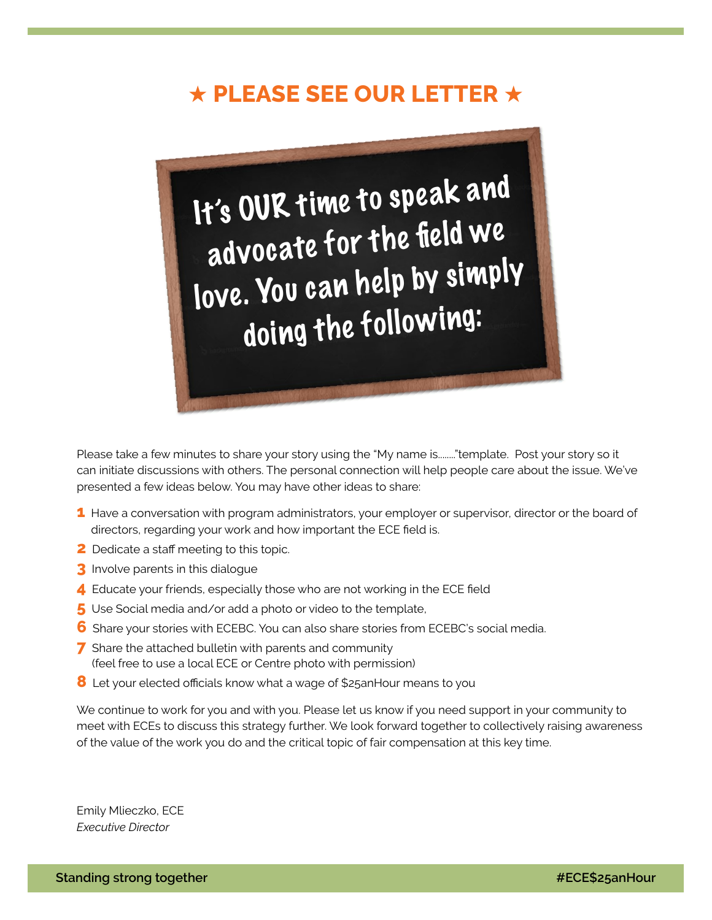# ★ PLEASE SEE OUR LETTER ★

It's OUR time to speak and advocate for the field we love. You can help by simply doing the following:

Please take a few minutes to share your story using the "My name is........"template. Post your story so it can initiate discussions with others. The personal connection will help people care about the issue. We've presented a few ideas below. You may have other ideas to share:

1. Have a conversation with program administrators, your employer or supervisor, director or the board of directors, regarding your work and how important the ECE field is.
2. Dedicate a staff meeting to this topic.
3. Involve parents in this dialogue
4. Educate your friends, especially those who are not working in the ECE field
5. Use Social media and/or add a photo or video to the template,
6. Share your stories with ECEBC. You can also share stories from ECEBC's social media.
7. Share the attached bulletin with parents and community
   (feel free to use a local ECE or Centre photo with permission)
8. Let your elected officials know what a wage of $25anHour means to you

We continue to work for you and with you. Please let us know if you need support in your community to meet with ECEs to discuss this strategy further. We look forward together to collectively raising awareness of the value of the work you do and the critical topic of fair compensation at this key time.

Emily Mlieczko, ECE
*Executive Director*

**Standing strong together** **#ECE$25anHour**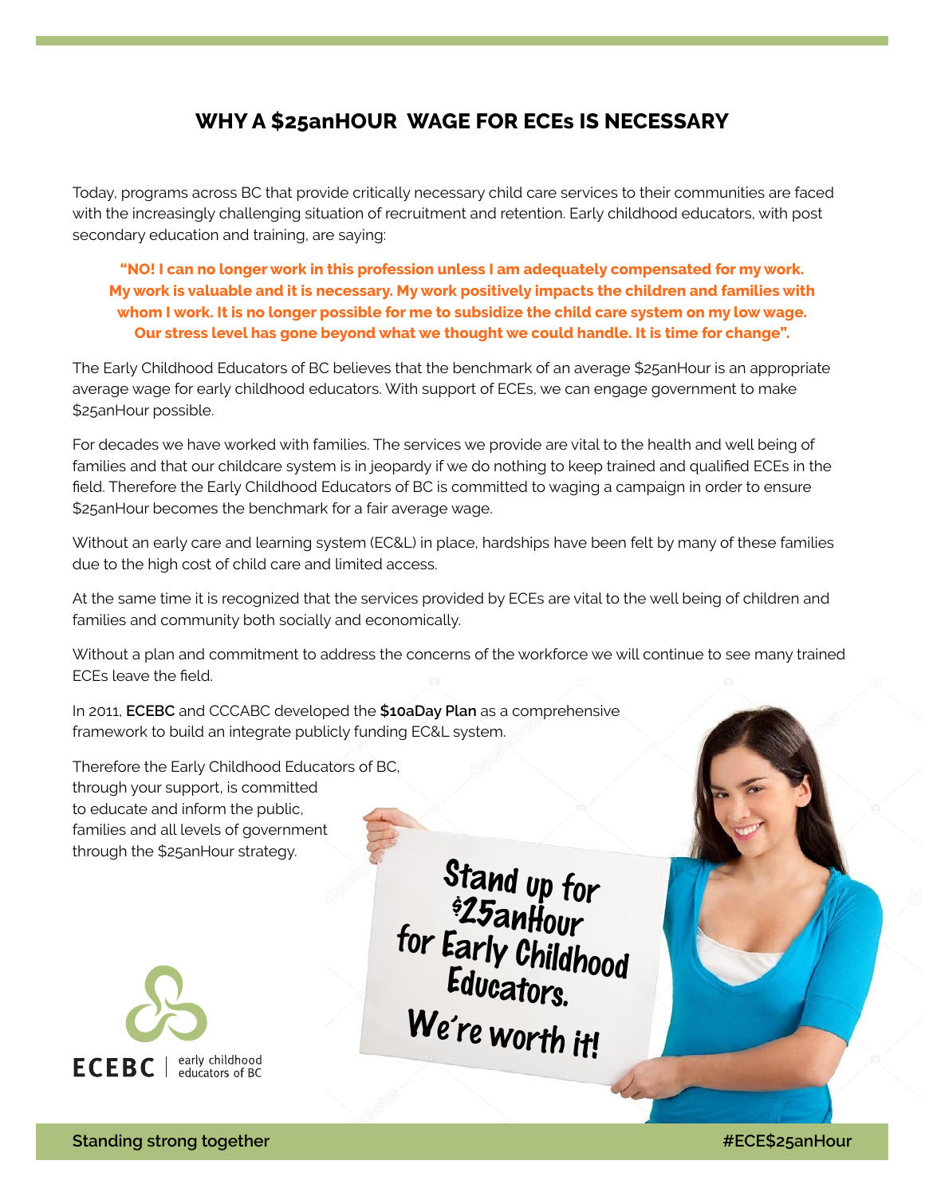## WHY A $25anHOUR WAGE FOR ECEs IS NECESSARY

Today, programs across BC that provide critically necessary child care services to their communities are faced with the increasingly challenging situation of recruitment and retention. Early childhood educators, with post secondary education and training, are saying:

**"NO! I can no longer work in this profession unless I am adequately compensated for my work. My work is valuable and it is necessary. My work positively impacts the children and families with whom I work. It is no longer possible for me to subsidize the child care system on my low wage. Our stress level has gone beyond what we thought we could handle. It is time for change".**

The Early Childhood Educators of BC believes that the benchmark of an average $25anHour is an appropriate average wage for early childhood educators. With support of ECEs, we can engage government to make $25anHour possible.

For decades we have worked with families. The services we provide are vital to the health and well being of families and that our childcare system is in jeopardy if we do nothing to keep trained and qualified ECEs in the field. Therefore the Early Childhood Educators of BC is committed to waging a campaign in order to ensure $25anHour becomes the benchmark for a fair average wage.

Without an early care and learning system (EC&L) in place, hardships have been felt by many of these families due to the high cost of child care and limited access.

At the same time it is recognized that the services provided by ECEs are vital to the well being of children and families and community both socially and economically.

Without a plan and commitment to address the concerns of the workforce we will continue to see many trained ECEs leave the field.

In 2011, **ECEBC** and CCCABC developed the **$10aDay Plan** as a comprehensive framework to build an integrate publicly funding EC&L system.

Therefore the Early Childhood Educators of BC, through your support, is committed to educate and inform the public, families and all levels of government through the $25anHour strategy.

Stand up for $25anHour for Early Childhood Educators. We're worth it!

ECEBC | early childhood educators of BC

**Standing strong together** **#ECE$25anHour**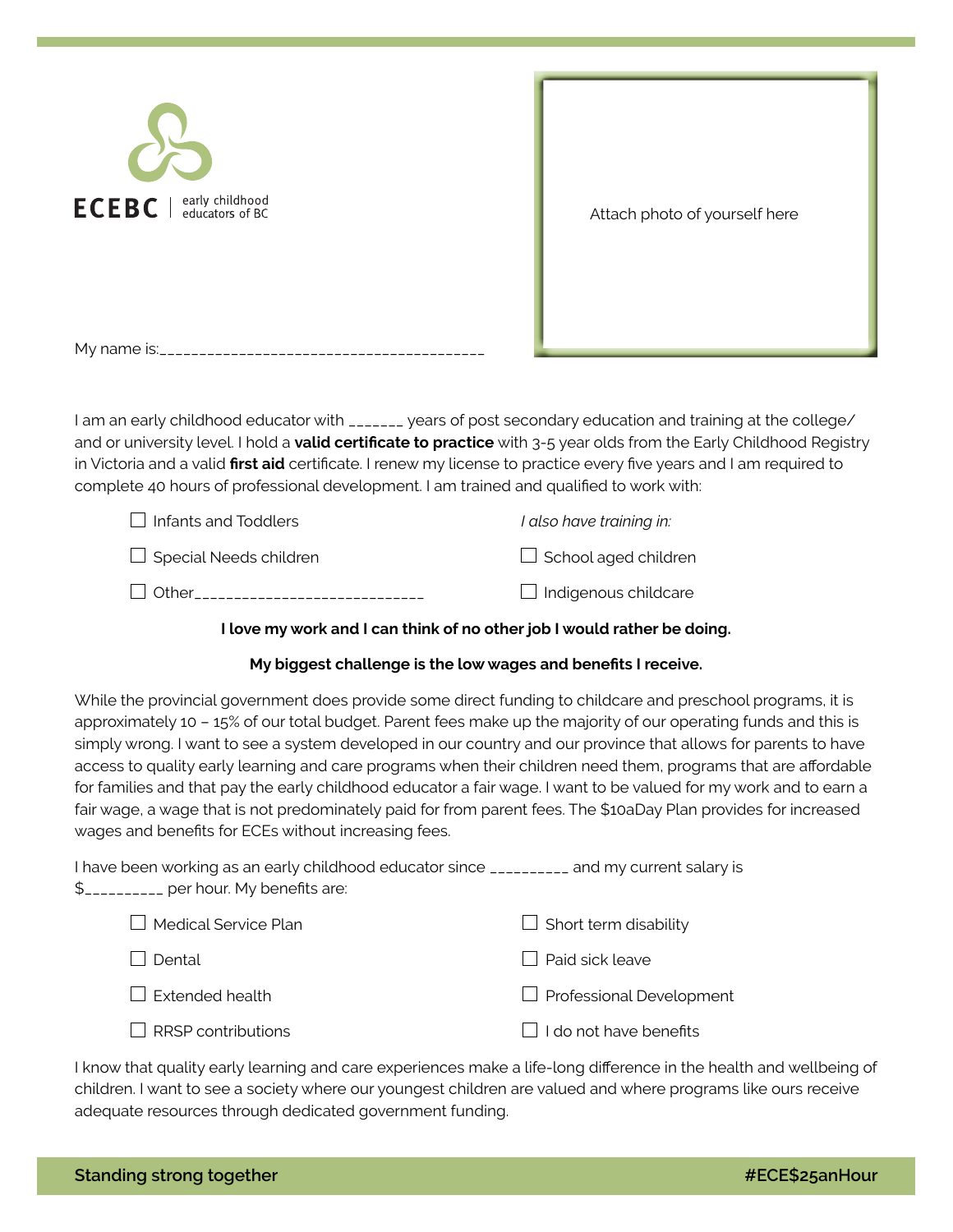ECEBC | early childhood educators of BC

Attach photo of yourself here

My name is:________________________________________

I am an early childhood educator with _______ years of post secondary education and training at the college/ and or university level. I hold a **valid certificate to practice** with 3-5 year olds from the Early Childhood Registry in Victoria and a valid **first aid** certificate. I renew my license to practice every five years and I am required to complete 40 hours of professional development. I am trained and qualified to work with:

- ☐ Infants and Toddlers
- ☐ Special Needs children
- ☐ Other_____________________________

*I also have training in:*

- ☐ School aged children
- ☐ Indigenous childcare

**I love my work and I can think of no other job I would rather be doing.**

**My biggest challenge is the low wages and benefits I receive.**

While the provincial government does provide some direct funding to childcare and preschool programs, it is approximately 10 – 15% of our total budget. Parent fees make up the majority of our operating funds and this is simply wrong. I want to see a system developed in our country and our province that allows for parents to have access to quality early learning and care programs when their children need them, programs that are affordable for families and that pay the early childhood educator a fair wage. I want to be valued for my work and to earn a fair wage, a wage that is not predominately paid for from parent fees. The $10aDay Plan provides for increased wages and benefits for ECEs without increasing fees.

I have been working as an early childhood educator since __________ and my current salary is $__________ per hour. My benefits are:

- ☐ Medical Service Plan
- ☐ Dental
- ☐ Extended health
- ☐ RRSP contributions
- ☐ Short term disability
- ☐ Paid sick leave
- ☐ Professional Development
- ☐ I do not have benefits

I know that quality early learning and care experiences make a life-long difference in the health and wellbeing of children. I want to see a society where our youngest children are valued and where programs like ours receive adequate resources through dedicated government funding.

**Standing strong together** **#ECE$25anHour**